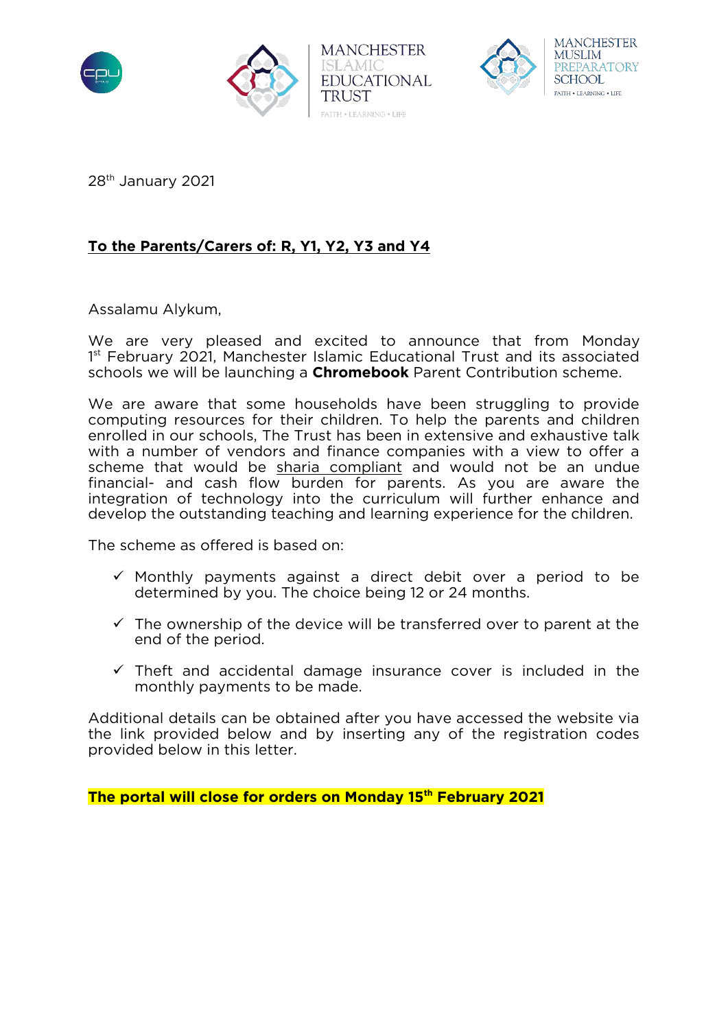MANCHESTER ISLAMIC EDUCATIONAL TRUST
FAITH • LEARNING • LIFE

MANCHESTER MUSLIM PREPARATORY SCHOOL
FAITH • LEARNING • LIFE

28th January 2021

**To the Parents/Carers of: R, Y1, Y2, Y3 and Y4**

Assalamu Alykum,

We are very pleased and excited to announce that from Monday 1st February 2021, Manchester Islamic Educational Trust and its associated schools we will be launching a **Chromebook** Parent Contribution scheme.

We are aware that some households have been struggling to provide computing resources for their children. To help the parents and children enrolled in our schools, The Trust has been in extensive and exhaustive talk with a number of vendors and finance companies with a view to offer a scheme that would be sharia compliant and would not be an undue financial- and cash flow burden for parents. As you are aware the integration of technology into the curriculum will further enhance and develop the outstanding teaching and learning experience for the children.

The scheme as offered is based on:

- ✓ Monthly payments against a direct debit over a period to be determined by you. The choice being 12 or 24 months.
- ✓ The ownership of the device will be transferred over to parent at the end of the period.
- ✓ Theft and accidental damage insurance cover is included in the monthly payments to be made.

Additional details can be obtained after you have accessed the website via the link provided below and by inserting any of the registration codes provided below in this letter.

**The portal will close for orders on Monday 15th February 2021**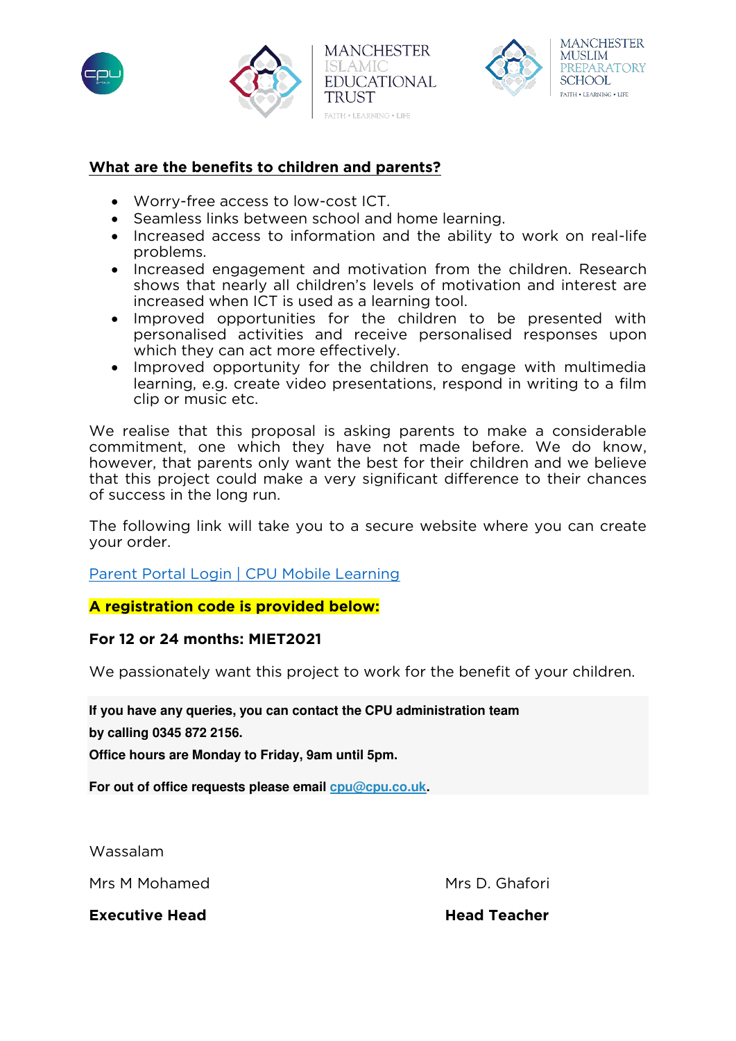## What are the benefits to children and parents?

- Worry-free access to low-cost ICT.
- Seamless links between school and home learning.
- Increased access to information and the ability to work on real-life problems.
- Increased engagement and motivation from the children. Research shows that nearly all children's levels of motivation and interest are increased when ICT is used as a learning tool.
- Improved opportunities for the children to be presented with personalised activities and receive personalised responses upon which they can act more effectively.
- Improved opportunity for the children to engage with multimedia learning, e.g. create video presentations, respond in writing to a film clip or music etc.

We realise that this proposal is asking parents to make a considerable commitment, one which they have not made before. We do know, however, that parents only want the best for their children and we believe that this project could make a very significant difference to their chances of success in the long run.

The following link will take you to a secure website where you can create your order.

[Parent Portal Login | CPU Mobile Learning]

**A registration code is provided below:**

**For 12 or 24 months: MIET2021**

We passionately want this project to work for the benefit of your children.

**If you have any queries, you can contact the CPU administration team by calling 0345 872 2156.**

**Office hours are Monday to Friday, 9am until 5pm.**

**For out of office requests please email cpu@cpu.co.uk.**

Wassalam

Mrs M Mohamed

**Executive Head**

Mrs D. Ghafori

**Head Teacher**